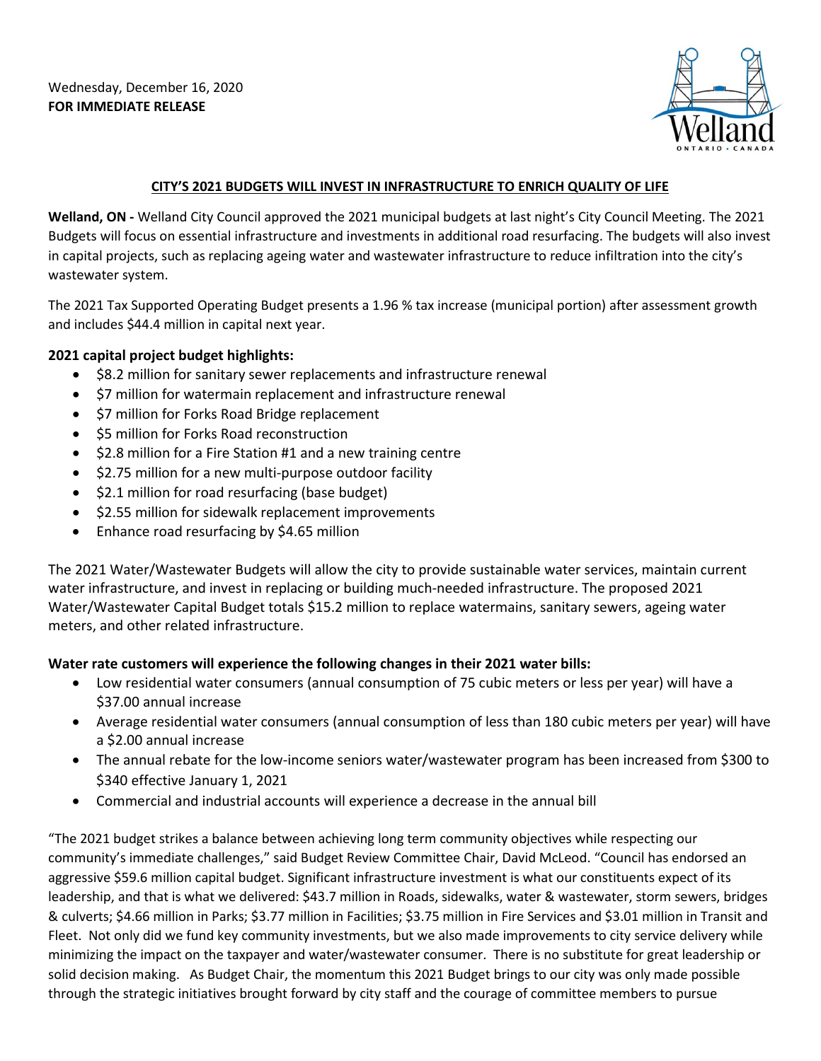Wednesday, December 16, 2020
**FOR IMMEDIATE RELEASE**

Welland
ONTARIO • CANADA

## CITY'S 2021 BUDGETS WILL INVEST IN INFRASTRUCTURE TO ENRICH QUALITY OF LIFE

**Welland, ON -** Welland City Council approved the 2021 municipal budgets at last night's City Council Meeting. The 2021 Budgets will focus on essential infrastructure and investments in additional road resurfacing. The budgets will also invest in capital projects, such as replacing ageing water and wastewater infrastructure to reduce infiltration into the city's wastewater system.

The 2021 Tax Supported Operating Budget presents a 1.96 % tax increase (municipal portion) after assessment growth and includes $44.4 million in capital next year.

**2021 capital project budget highlights:**

- $8.2 million for sanitary sewer replacements and infrastructure renewal
- $7 million for watermain replacement and infrastructure renewal
- $7 million for Forks Road Bridge replacement
- $5 million for Forks Road reconstruction
- $2.8 million for a Fire Station #1 and a new training centre
- $2.75 million for a new multi-purpose outdoor facility
- $2.1 million for road resurfacing (base budget)
- $2.55 million for sidewalk replacement improvements
- Enhance road resurfacing by $4.65 million

The 2021 Water/Wastewater Budgets will allow the city to provide sustainable water services, maintain current water infrastructure, and invest in replacing or building much-needed infrastructure. The proposed 2021 Water/Wastewater Capital Budget totals $15.2 million to replace watermains, sanitary sewers, ageing water meters, and other related infrastructure.

**Water rate customers will experience the following changes in their 2021 water bills:**

- Low residential water consumers (annual consumption of 75 cubic meters or less per year) will have a $37.00 annual increase
- Average residential water consumers (annual consumption of less than 180 cubic meters per year) will have a $2.00 annual increase
- The annual rebate for the low-income seniors water/wastewater program has been increased from $300 to $340 effective January 1, 2021
- Commercial and industrial accounts will experience a decrease in the annual bill

"The 2021 budget strikes a balance between achieving long term community objectives while respecting our community's immediate challenges," said Budget Review Committee Chair, David McLeod. "Council has endorsed an aggressive $59.6 million capital budget. Significant infrastructure investment is what our constituents expect of its leadership, and that is what we delivered: $43.7 million in Roads, sidewalks, water & wastewater, storm sewers, bridges & culverts; $4.66 million in Parks; $3.77 million in Facilities; $3.75 million in Fire Services and $3.01 million in Transit and Fleet. Not only did we fund key community investments, but we also made improvements to city service delivery while minimizing the impact on the taxpayer and water/wastewater consumer. There is no substitute for great leadership or solid decision making. As Budget Chair, the momentum this 2021 Budget brings to our city was only made possible through the strategic initiatives brought forward by city staff and the courage of committee members to pursue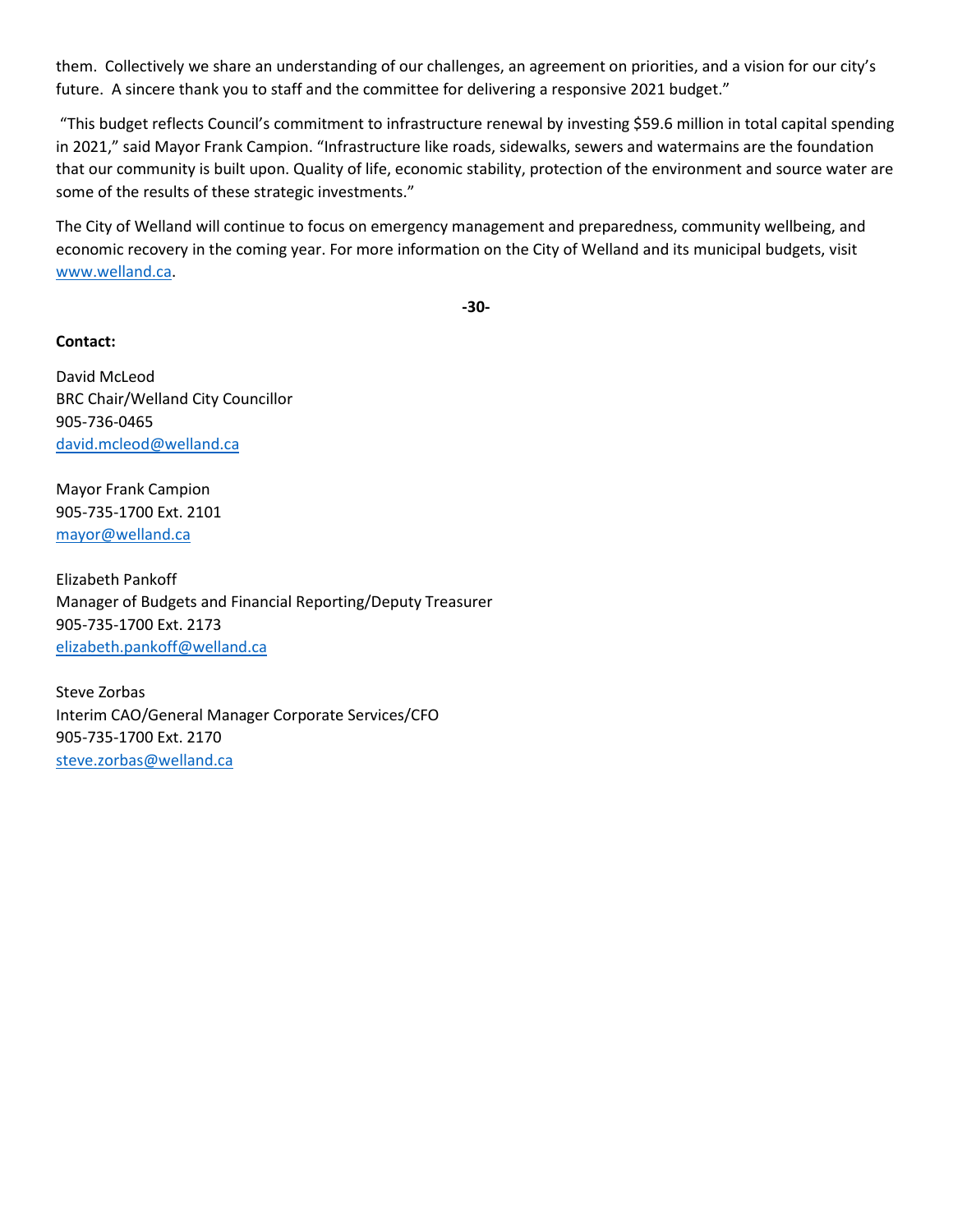them. Collectively we share an understanding of our challenges, an agreement on priorities, and a vision for our city's future. A sincere thank you to staff and the committee for delivering a responsive 2021 budget."

"This budget reflects Council's commitment to infrastructure renewal by investing $59.6 million in total capital spending in 2021," said Mayor Frank Campion. "Infrastructure like roads, sidewalks, sewers and watermains are the foundation that our community is built upon. Quality of life, economic stability, protection of the environment and source water are some of the results of these strategic investments."

The City of Welland will continue to focus on emergency management and preparedness, community wellbeing, and economic recovery in the coming year. For more information on the City of Welland and its municipal budgets, visit www.welland.ca.

**-30-**

**Contact:**

David McLeod
BRC Chair/Welland City Councillor
905-736-0465
david.mcleod@welland.ca

Mayor Frank Campion
905-735-1700 Ext. 2101
mayor@welland.ca

Elizabeth Pankoff
Manager of Budgets and Financial Reporting/Deputy Treasurer
905-735-1700 Ext. 2173
elizabeth.pankoff@welland.ca

Steve Zorbas
Interim CAO/General Manager Corporate Services/CFO
905-735-1700 Ext. 2170
steve.zorbas@welland.ca